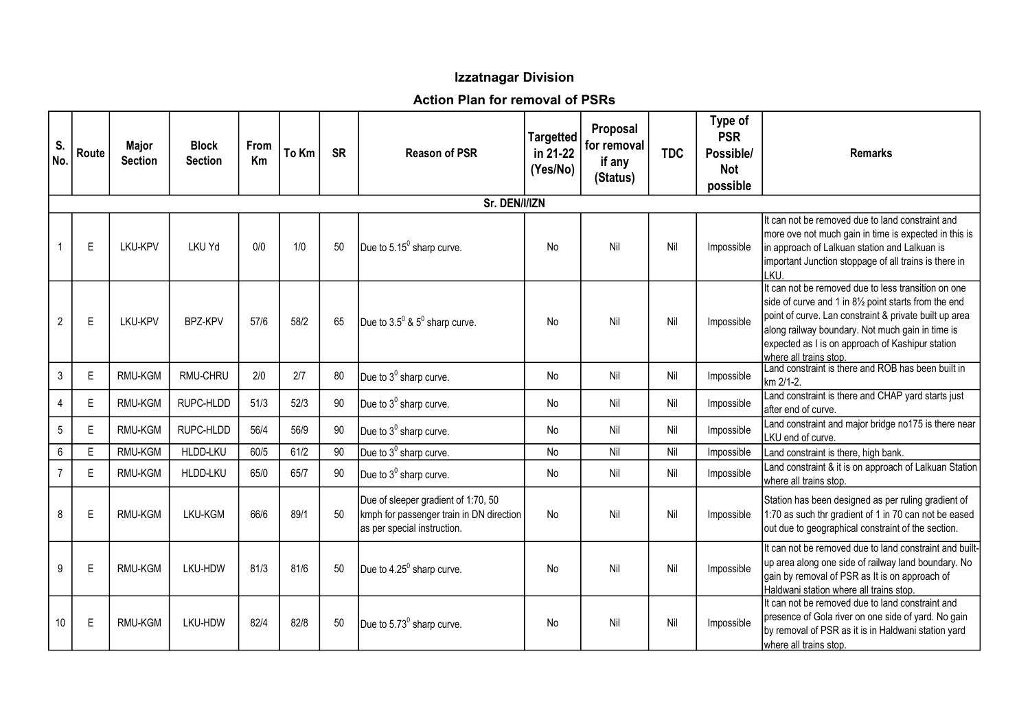## Izzatnagar Division

### Action Plan for removal of PSRs

| S. No. | Route | Major Section | Block Section | From Km | To Km | SR | Reason of PSR | Targetted in 21-22 (Yes/No) | Proposal for removal if any (Status) | TDC | Type of PSR Possible/ Not possible | Remarks |
|---|---|---|---|---|---|---|---|---|---|---|---|---|
| **Sr. DEN/I/IZN** | | | | | | | | | | | | |
| 1 | E | LKU-KPV | LKU Yd | 0/0 | 1/0 | 50 | Due to $5.15^0$ sharp curve. | No | Nil | Nil | Impossible | It can not be removed due to land constraint and more ove not much gain in time is expected in this is in approach of Lalkuan station and Lalkuan is important Junction stoppage of all trains is there in LKU. |
| 2 | E | LKU-KPV | BPZ-KPV | 57/6 | 58/2 | 65 | Due to $3.5^0$ & $5^0$ sharp curve. | No | Nil | Nil | Impossible | It can not be removed due to less transition on one side of curve and 1 in 8½ point starts from the end point of curve. Lan constraint & private built up area along railway boundary. Not much gain in time is expected as I is on approach of Kashipur station where all trains stop. |
| 3 | E | RMU-KGM | RMU-CHRU | 2/0 | 2/7 | 80 | Due to $3^0$ sharp curve. | No | Nil | Nil | Impossible | Land constraint is there and ROB has been built in km 2/1-2. |
| 4 | E | RMU-KGM | RUPC-HLDD | 51/3 | 52/3 | 90 | Due to $3^0$ sharp curve. | No | Nil | Nil | Impossible | Land constraint is there and CHAP yard starts just after end of curve. |
| 5 | E | RMU-KGM | RUPC-HLDD | 56/4 | 56/9 | 90 | Due to $3^0$ sharp curve. | No | Nil | Nil | Impossible | Land constraint and major bridge no175 is there near LKU end of curve. |
| 6 | E | RMU-KGM | HLDD-LKU | 60/5 | 61/2 | 90 | Due to $3^0$ sharp curve. | No | Nil | Nil | Impossible | Land constraint is there, high bank. |
| 7 | E | RMU-KGM | HLDD-LKU | 65/0 | 65/7 | 90 | Due to $3^0$ sharp curve. | No | Nil | Nil | Impossible | Land constraint & it is on approach of Lalkuan Station where all trains stop. |
| 8 | E | RMU-KGM | LKU-KGM | 66/6 | 89/1 | 50 | Due of sleeper gradient of 1:70, 50 kmph for passenger train in DN direction as per special instruction. | No | Nil | Nil | Impossible | Station has been designed as per ruling gradient of 1:70 as such thr gradient of 1 in 70 can not be eased out due to geographical constraint of the section. |
| 9 | E | RMU-KGM | LKU-HDW | 81/3 | 81/6 | 50 | Due to $4.25^0$ sharp curve. | No | Nil | Nil | Impossible | It can not be removed due to land constraint and built-up area along one side of railway land boundary. No gain by removal of PSR as It is on approach of Haldwani station where all trains stop. |
| 10 | E | RMU-KGM | LKU-HDW | 82/4 | 82/8 | 50 | Due to $5.73^0$ sharp curve. | No | Nil | Nil | Impossible | It can not be removed due to land constraint and presence of Gola river on one side of yard. No gain by removal of PSR as it is in Haldwani station yard where all trains stop. |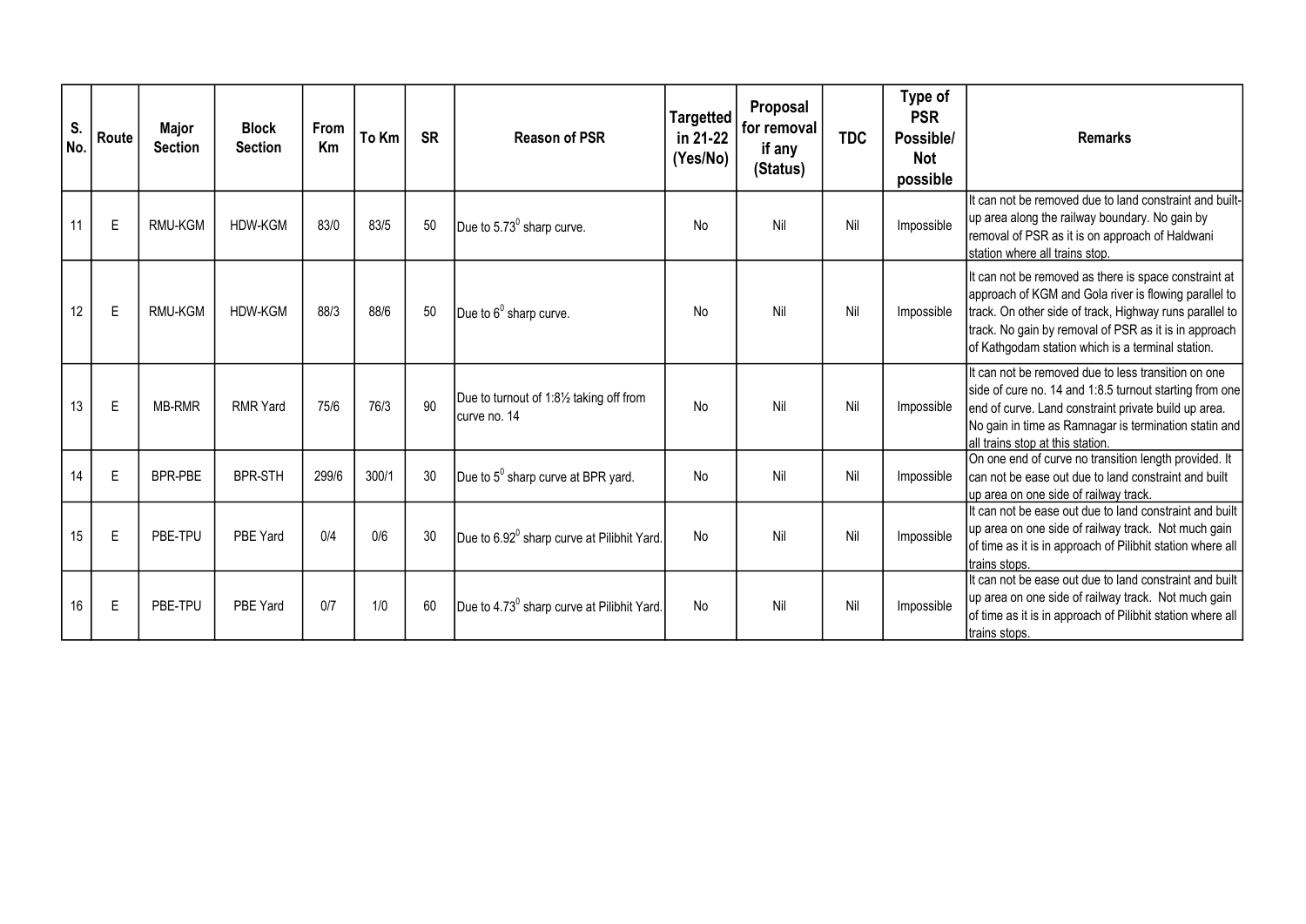| S. No. | Route | Major Section | Block Section | From Km | To Km | SR | Reason of PSR | Targetted in 21-22 (Yes/No) | Proposal for removal if any (Status) | TDC | Type of PSR Possible/ Not possible | Remarks |
|---|---|---|---|---|---|---|---|---|---|---|---|---|
| 11 | E | RMU-KGM | HDW-KGM | 83/0 | 83/5 | 50 | Due to $5.73^0$ sharp curve. | No | Nil | Nil | Impossible | It can not be removed due to land constraint and built-up area along the railway boundary. No gain by removal of PSR as it is on approach of Haldwani station where all trains stop. |
| 12 | E | RMU-KGM | HDW-KGM | 88/3 | 88/6 | 50 | Due to $6^0$ sharp curve. | No | Nil | Nil | Impossible | It can not be removed as there is space constraint at approach of KGM and Gola river is flowing parallel to track. On other side of track, Highway runs parallel to track. No gain by removal of PSR as it is in approach of Kathgodam station which is a terminal station. |
| 13 | E | MB-RMR | RMR Yard | 75/6 | 76/3 | 90 | Due to turnout of 1:8½ taking off from curve no. 14 | No | Nil | Nil | Impossible | It can not be removed due to less transition on one side of cure no. 14 and 1:8.5 turnout starting from one end of curve. Land constraint private build up area. No gain in time as Ramnagar is termination statin and all trains stop at this station. |
| 14 | E | BPR-PBE | BPR-STH | 299/6 | 300/1 | 30 | Due to $5^0$ sharp curve at BPR yard. | No | Nil | Nil | Impossible | On one end of curve no transition length provided. It can not be ease out due to land constraint and built up area on one side of railway track. |
| 15 | E | PBE-TPU | PBE Yard | 0/4 | 0/6 | 30 | Due to $6.92^0$ sharp curve at Pilibhit Yard. | No | Nil | Nil | Impossible | It can not be ease out due to land constraint and built up area on one side of railway track. Not much gain of time as it is in approach of Pilibhit station where all trains stops. |
| 16 | E | PBE-TPU | PBE Yard | 0/7 | 1/0 | 60 | Due to $4.73^0$ sharp curve at Pilibhit Yard. | No | Nil | Nil | Impossible | It can not be ease out due to land constraint and built up area on one side of railway track. Not much gain of time as it is in approach of Pilibhit station where all trains stops. |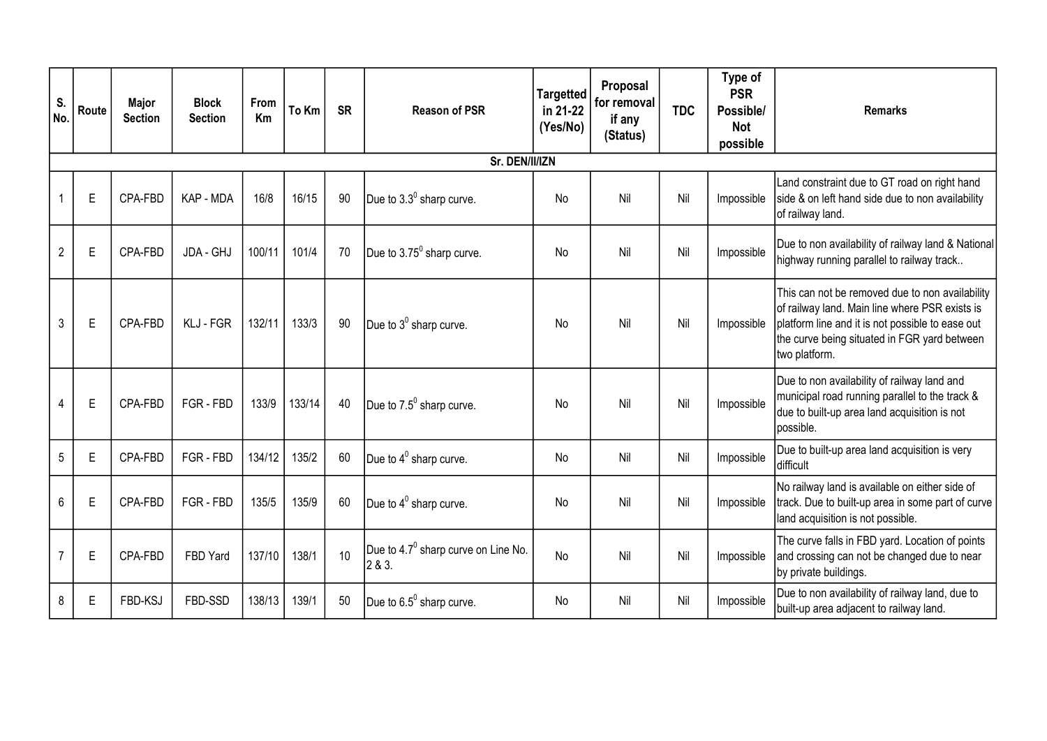| S. No. | Route | Major Section | Block Section | From Km | To Km | SR | Reason of PSR | Targetted in 21-22 (Yes/No) | Proposal for removal if any (Status) | TDC | Type of PSR Possible/ Not possible | Remarks |
|---|---|---|---|---|---|---|---|---|---|---|---|---|
| Sr. DEN/II/IZN | | | | | | | | | | | | |
| 1 | E | CPA-FBD | KAP - MDA | 16/8 | 16/15 | 90 | Due to $3.3^0$ sharp curve. | No | Nil | Nil | Impossible | Land constraint due to GT road on right hand side & on left hand side due to non availability of railway land. |
| 2 | E | CPA-FBD | JDA - GHJ | 100/11 | 101/4 | 70 | Due to $3.75^0$ sharp curve. | No | Nil | Nil | Impossible | Due to non availability of railway land & National highway running parallel to railway track.. |
| 3 | E | CPA-FBD | KLJ - FGR | 132/11 | 133/3 | 90 | Due to $3^0$ sharp curve. | No | Nil | Nil | Impossible | This can not be removed due to non availability of railway land. Main line where PSR exists is platform line and it is not possible to ease out the curve being situated in FGR yard between two platform. |
| 4 | E | CPA-FBD | FGR - FBD | 133/9 | 133/14 | 40 | Due to $7.5^0$ sharp curve. | No | Nil | Nil | Impossible | Due to non availability of railway land and municipal road running parallel to the track & due to built-up area land acquisition is not possible. |
| 5 | E | CPA-FBD | FGR - FBD | 134/12 | 135/2 | 60 | Due to $4^0$ sharp curve. | No | Nil | Nil | Impossible | Due to built-up area land acquisition is very difficult |
| 6 | E | CPA-FBD | FGR - FBD | 135/5 | 135/9 | 60 | Due to $4^0$ sharp curve. | No | Nil | Nil | Impossible | No railway land is available on either side of track. Due to built-up area in some part of curve land acquisition is not possible. |
| 7 | E | CPA-FBD | FBD Yard | 137/10 | 138/1 | 10 | Due to $4.7^0$ sharp curve on Line No. 2 & 3. | No | Nil | Nil | Impossible | The curve falls in FBD yard. Location of points and crossing can not be changed due to near by private buildings. |
| 8 | E | FBD-KSJ | FBD-SSD | 138/13 | 139/1 | 50 | Due to $6.5^0$ sharp curve. | No | Nil | Nil | Impossible | Due to non availability of railway land, due to built-up area adjacent to railway land. |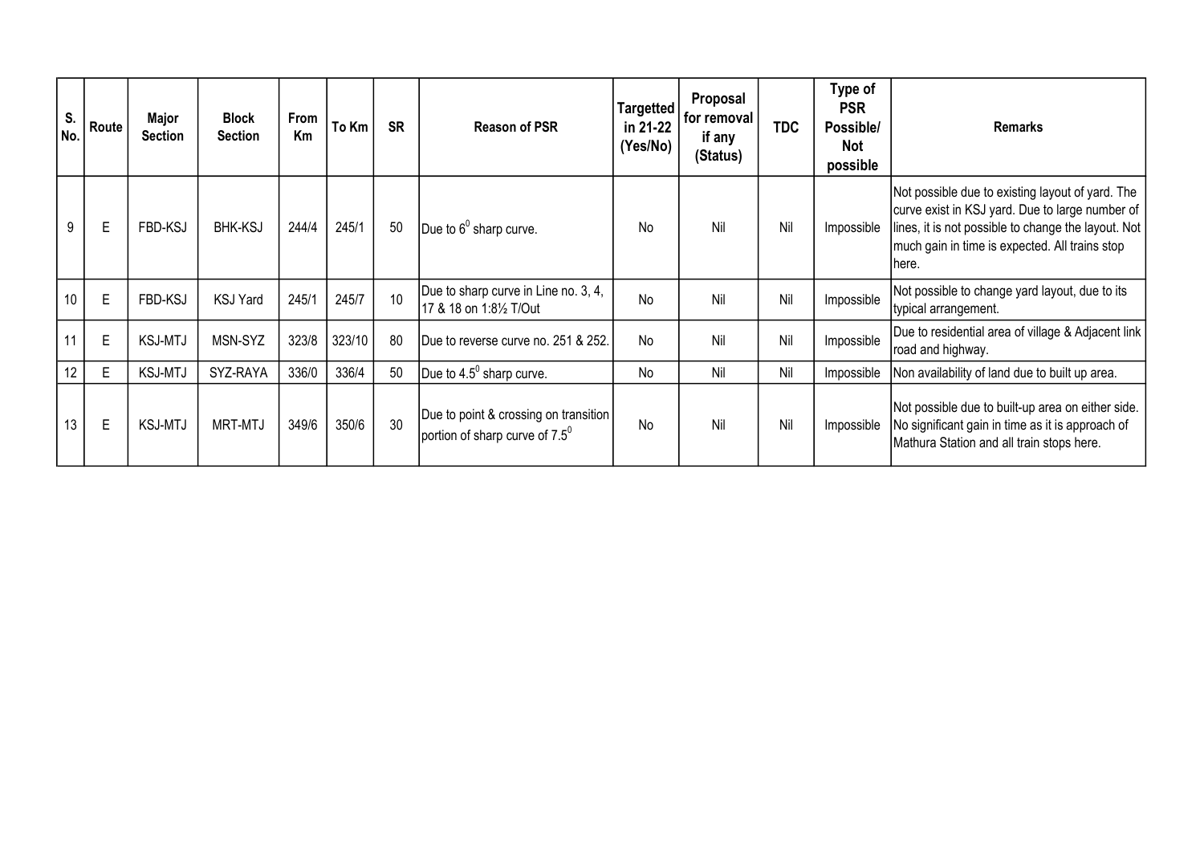| S. No. | Route | Major Section | Block Section | From Km | To Km | SR | Reason of PSR | Targetted in 21-22 (Yes/No) | Proposal for removal if any (Status) | TDC | Type of PSR Possible/ Not possible | Remarks |
|---|---|---|---|---|---|---|---|---|---|---|---|---|
| 9 | E | FBD-KSJ | BHK-KSJ | 244/4 | 245/1 | 50 | Due to $6^0$ sharp curve. | No | Nil | Nil | Impossible | Not possible due to existing layout of yard. The curve exist in KSJ yard. Due to large number of lines, it is not possible to change the layout. Not much gain in time is expected. All trains stop here. |
| 10 | E | FBD-KSJ | KSJ Yard | 245/1 | 245/7 | 10 | Due to sharp curve in Line no. 3, 4, 17 & 18 on 1:8½ T/Out | No | Nil | Nil | Impossible | Not possible to change yard layout, due to its typical arrangement. |
| 11 | E | KSJ-MTJ | MSN-SYZ | 323/8 | 323/10 | 80 | Due to reverse curve no. 251 & 252. | No | Nil | Nil | Impossible | Due to residential area of village & Adjacent link road and highway. |
| 12 | E | KSJ-MTJ | SYZ-RAYA | 336/0 | 336/4 | 50 | Due to $4.5^0$ sharp curve. | No | Nil | Nil | Impossible | Non availability of land due to built up area. |
| 13 | E | KSJ-MTJ | MRT-MTJ | 349/6 | 350/6 | 30 | Due to point & crossing on transition portion of sharp curve of $7.5^0$ | No | Nil | Nil | Impossible | Not possible due to built-up area on either side. No significant gain in time as it is approach of Mathura Station and all train stops here. |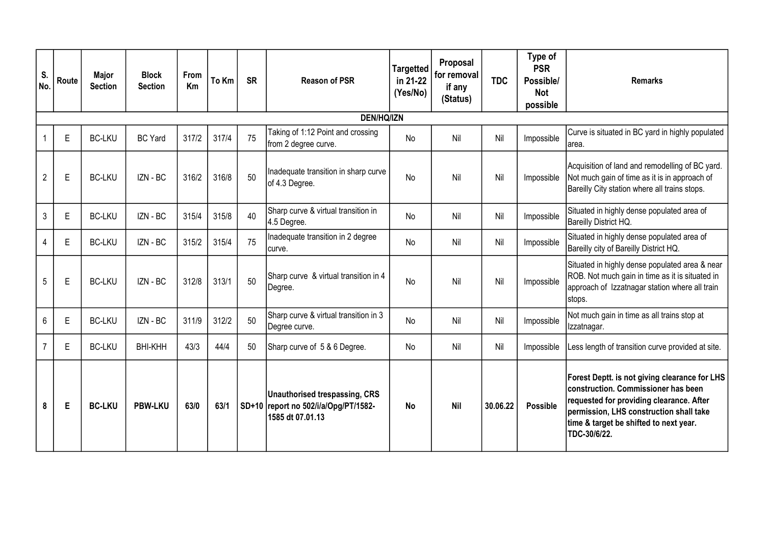| S. No. | Route | Major Section | Block Section | From Km | To Km | SR | Reason of PSR | Targetted in 21-22 (Yes/No) | Proposal for removal if any (Status) | TDC | Type of PSR Possible/ Not possible | Remarks |
|---|---|---|---|---|---|---|---|---|---|---|---|---|
| **DEN/HQ/IZN** | | | | | | | | | | | | |
| 1 | E | BC-LKU | BC Yard | 317/2 | 317/4 | 75 | Taking of 1:12 Point and crossing from 2 degree curve. | No | Nil | Nil | Impossible | Curve is situated in BC yard in highly populated area. |
| 2 | E | BC-LKU | IZN - BC | 316/2 | 316/8 | 50 | Inadequate transition in sharp curve of 4.3 Degree. | No | Nil | Nil | Impossible | Acquisition of land and remodelling of BC yard. Not much gain of time as it is in approach of Bareilly City station where all trains stops. |
| 3 | E | BC-LKU | IZN - BC | 315/4 | 315/8 | 40 | Sharp curve & virtual transition in 4.5 Degree. | No | Nil | Nil | Impossible | Situated in highly dense populated area of Bareilly District HQ. |
| 4 | E | BC-LKU | IZN - BC | 315/2 | 315/4 | 75 | Inadequate transition in 2 degree curve. | No | Nil | Nil | Impossible | Situated in highly dense populated area of Bareilly city of Bareilly District HQ. |
| 5 | E | BC-LKU | IZN - BC | 312/8 | 313/1 | 50 | Sharp curve & virtual transition in 4 Degree. | No | Nil | Nil | Impossible | Situated in highly dense populated area & near ROB. Not much gain in time as it is situated in approach of Izzatnagar station where all train stops. |
| 6 | E | BC-LKU | IZN - BC | 311/9 | 312/2 | 50 | Sharp curve & virtual transition in 3 Degree curve. | No | Nil | Nil | Impossible | Not much gain in time as all trains stop at Izzatnagar. |
| 7 | E | BC-LKU | BHI-KHH | 43/3 | 44/4 | 50 | Sharp curve of 5 & 6 Degree. | No | Nil | Nil | Impossible | Less length of transition curve provided at site. |
| **8** | **E** | **BC-LKU** | **PBW-LKU** | **63/0** | **63/1** | **SD+10** | **Unauthorised trespassing, CRS report no 502/i/a/Opg/PT/1582-1585 dt 07.01.13** | **No** | **Nil** | **30.06.22** | **Possible** | **Forest Deptt. is not giving clearance for LHS construction. Commissioner has been requested for providing clearance. After permission, LHS construction shall take time & target be shifted to next year. TDC-30/6/22.** |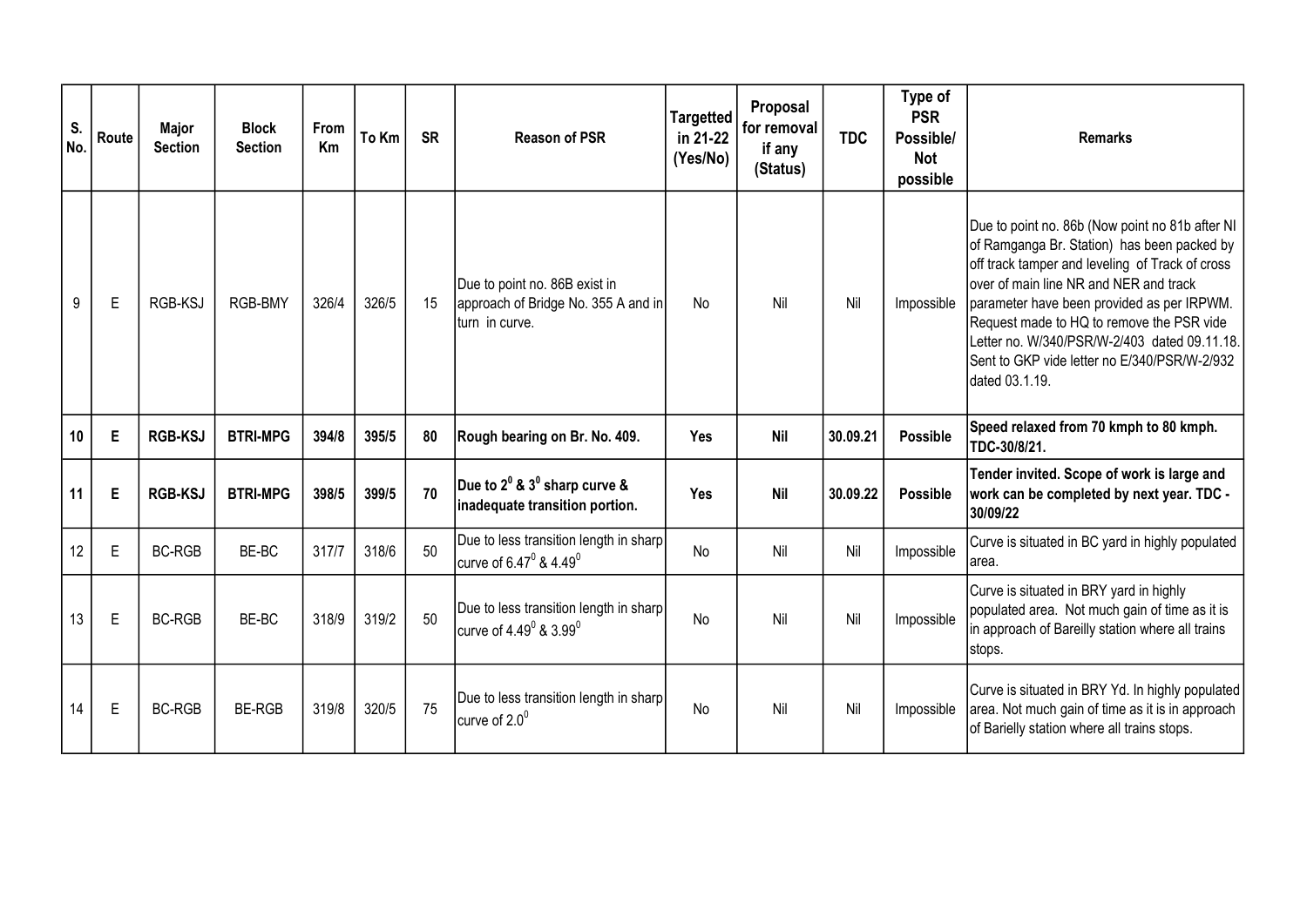| S. No. | Route | Major Section | Block Section | From Km | To Km | SR | Reason of PSR | Targetted in 21-22 (Yes/No) | Proposal for removal if any (Status) | TDC | Type of PSR Possible/ Not possible | Remarks |
|---|---|---|---|---|---|---|---|---|---|---|---|---|
| 9 | E | RGB-KSJ | RGB-BMY | 326/4 | 326/5 | 15 | Due to point no. 86B exist in approach of Bridge No. 355 A and in turn in curve. | No | Nil | Nil | Impossible | Due to point no. 86b (Now point no 81b after NI of Ramganga Br. Station) has been packed by off track tamper and leveling of Track of cross over of main line NR and NER and track parameter have been provided as per IRPWM. Request made to HQ to remove the PSR vide Letter no. W/340/PSR/W-2/403 dated 09.11.18. Sent to GKP vide letter no E/340/PSR/W-2/932 dated 03.1.19. |
| **10** | **E** | **RGB-KSJ** | **BTRI-MPG** | **394/8** | **395/5** | **80** | **Rough bearing on Br. No. 409.** | **Yes** | **Nil** | **30.09.21** | **Possible** | **Speed relaxed from 70 kmph to 80 kmph. TDC-30/8/21.** |
| **11** | **E** | **RGB-KSJ** | **BTRI-MPG** | **398/5** | **399/5** | **70** | **Due to $2^0$ & $3^0$ sharp curve & inadequate transition portion.** | **Yes** | **Nil** | **30.09.22** | **Possible** | **Tender invited. Scope of work is large and work can be completed by next year. TDC - 30/09/22** |
| 12 | E | BC-RGB | BE-BC | 317/7 | 318/6 | 50 | Due to less transition length in sharp curve of $6.47^0$ & $4.49^0$ | No | Nil | Nil | Impossible | Curve is situated in BC yard in highly populated area. |
| 13 | E | BC-RGB | BE-BC | 318/9 | 319/2 | 50 | Due to less transition length in sharp curve of $4.49^0$ & $3.99^0$ | No | Nil | Nil | Impossible | Curve is situated in BRY yard in highly populated area. Not much gain of time as it is in approach of Bareilly station where all trains stops. |
| 14 | E | BC-RGB | BE-RGB | 319/8 | 320/5 | 75 | Due to less transition length in sharp curve of $2.0^0$ | No | Nil | Nil | Impossible | Curve is situated in BRY Yd. In highly populated area. Not much gain of time as it is in approach of Barielly station where all trains stops. |